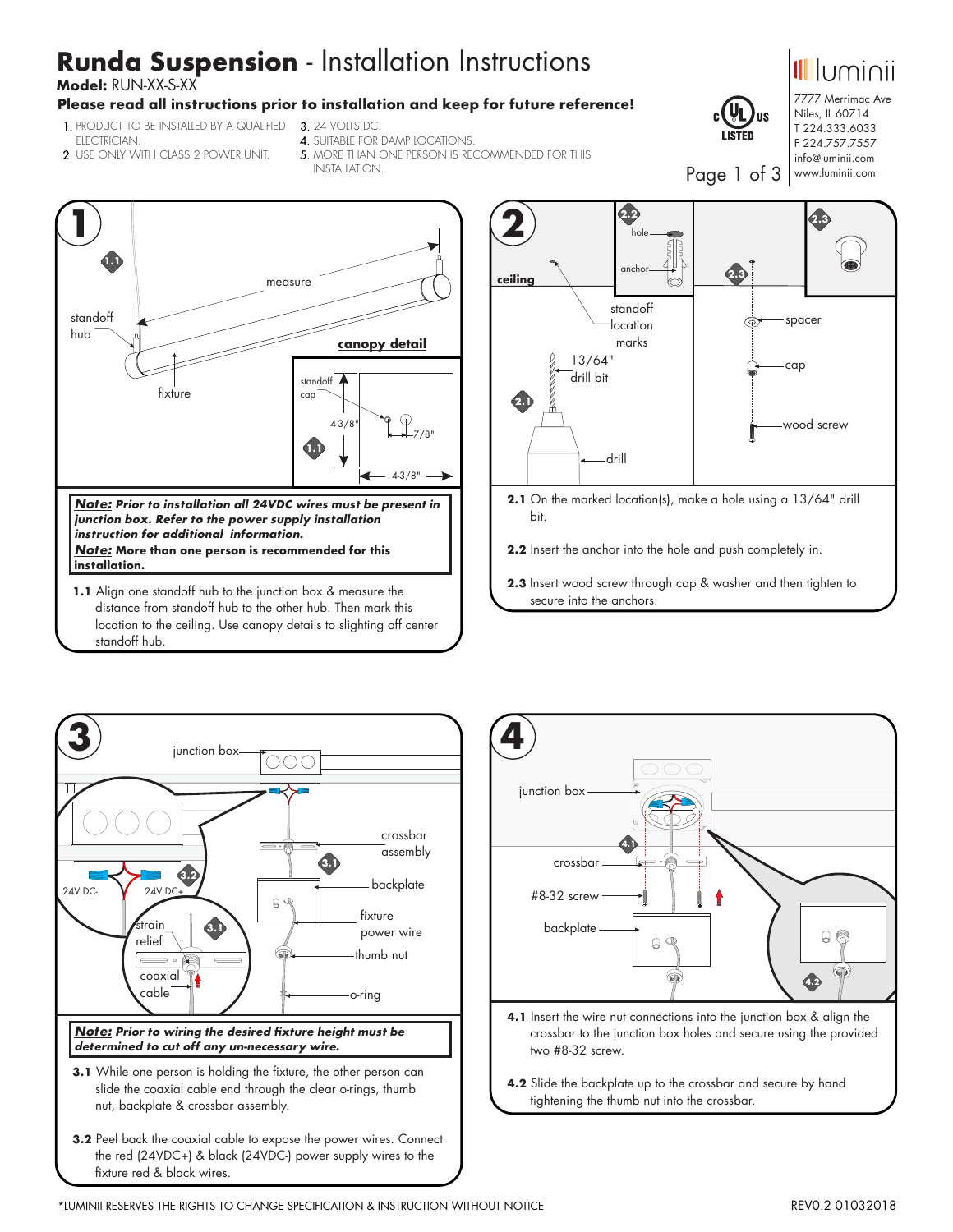# **Runda Suspension** - Installation Instructions

**Model:** RUN-XX-S-XX

**Please read all instructions prior to installation and keep for future reference!**

1. PRODUCT TO BE INSTALLED BY A QUALIFIED ELECTRICIAN.
2. USE ONLY WITH CLASS 2 POWER UNIT.
3. 24 VOLTS DC.
4. SUITABLE FOR DAMP LOCATIONS.
5. MORE THAN ONE PERSON IS RECOMMENDED FOR THIS INSTALLATION.

luminii
7777 Merrimac Ave
Niles, IL 60714
T 224.333.6033
F 224.757.7557
info@luminii.com
www.luminii.com

## 1

standoff hub — measure — fixture

**canopy detail**: standoff cap, 4-3/8", 7/8", 4-3/8"

***Note:*** ***Prior to installation all 24VDC wires must be present in junction box. Refer to the power supply installation instruction for additional information.***
***Note:*** **More than one person is recommended for this installation.**

**1.1** Align one standoff hub to the junction box & measure the distance from standoff hub to the other hub. Then mark this location to the ceiling. Use canopy details to slighting off center standoff hub.

## 2

ceiling — standoff location marks — 13/64" drill bit — drill — hole — anchor — spacer — cap — wood screw

**2.1** On the marked location(s), make a hole using a 13/64" drill bit.

**2.2** Insert the anchor into the hole and push completely in.

**2.3** Insert wood screw through cap & washer and then tighten to secure into the anchors.

## 3

junction box — crossbar assembly — backplate — fixture power wire — thumb nut — o-ring — 24V DC- — 24V DC+ — strain relief — coaxial cable

***Note:*** ***Prior to wiring the desired fixture height must be determined to cut off any un-necessary wire.***

**3.1** While one person is holding the fixture, the other person can slide the coaxial cable end through the clear o-rings, thumb nut, backplate & crossbar assembly.

**3.2** Peel back the coaxial cable to expose the power wires. Connect the red (24VDC+) & black (24VDC-) power supply wires to the fixture red & black wires.

## 4

junction box — crossbar — #8-32 screw — backplate

**4.1** Insert the wire nut connections into the junction box & align the crossbar to the junction box holes and secure using the provided two #8-32 screw.

**4.2** Slide the backplate up to the crossbar and secure by hand tightening the thumb nut into the crossbar.

*LUMINII RESERVES THE RIGHTS TO CHANGE SPECIFICATION & INSTRUCTION WITHOUT NOTICE

REV0.2 01032018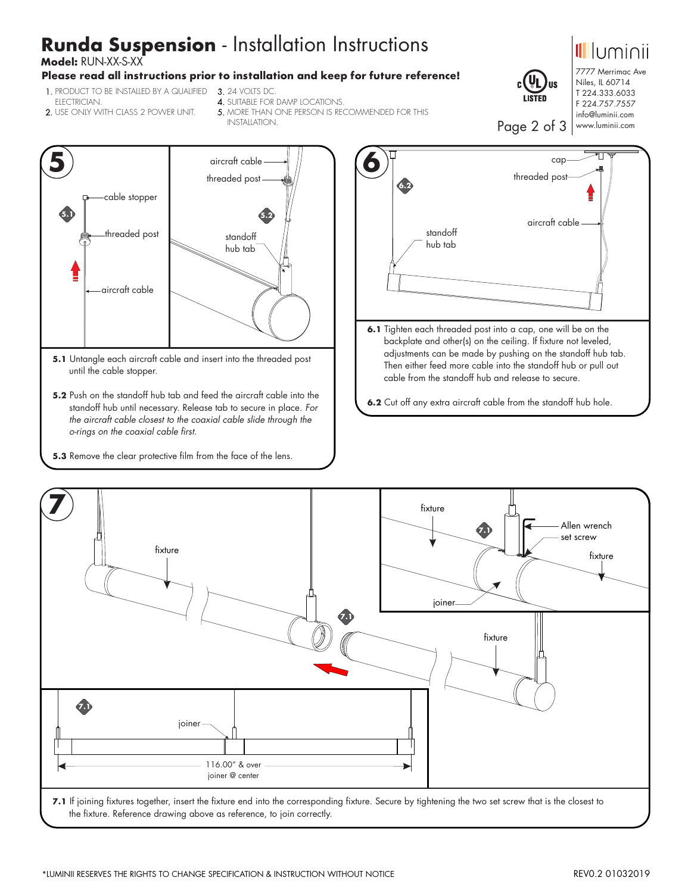# Runda Suspension - Installation Instructions

**Model:** RUN-XX-S-XX

**Please read all instructions prior to installation and keep for future reference!**

1. PRODUCT TO BE INSTALLED BY A QUALIFIED ELECTRICIAN.
2. USE ONLY WITH CLASS 2 POWER UNIT.
3. 24 VOLTS DC.
4. SUITABLE FOR DAMP LOCATIONS.
5. MORE THAN ONE PERSON IS RECOMMENDED FOR THIS INSTALLATION.

luminii
7777 Merrimac Ave
Niles, IL 60714
T 224.333.6033
F 224.757.7557
info@luminii.com
www.luminii.com

## 5

cable stopper, threaded post, aircraft cable, standoff hub tab

**5.1** Untangle each aircraft cable and insert into the threaded post until the cable stopper.

**5.2** Push on the standoff hub tab and feed the aircraft cable into the standoff hub until necessary. Release tab to secure in place. *For the aircraft cable closest to the coaxial cable slide through the o-rings on the coaxial cable first.*

**5.3** Remove the clear protective film from the face of the lens.

## 6

cap, threaded post, aircraft cable, standoff hub tab

**6.1** Tighten each threaded post into a cap, one will be on the backplate and other(s) on the ceiling. If fixture not leveled, adjustments can be made by pushing on the standoff hub tab. Then either feed more cable into the standoff hub or pull out cable from the standoff hub and release to secure.

**6.2** Cut off any extra aircraft cable from the standoff hub hole.

## 7

fixture, joiner, Allen wrench, set screw

joiner

116.00" & over
joiner @ center

**7.1** If joining fixtures together, insert the fixture end into the corresponding fixture. Secure by tightening the two set screw that is the closest to the fixture. Reference drawing above as reference, to join correctly.

*LUMINII RESERVES THE RIGHTS TO CHANGE SPECIFICATION & INSTRUCTION WITHOUT NOTICE

REV0.2 01032019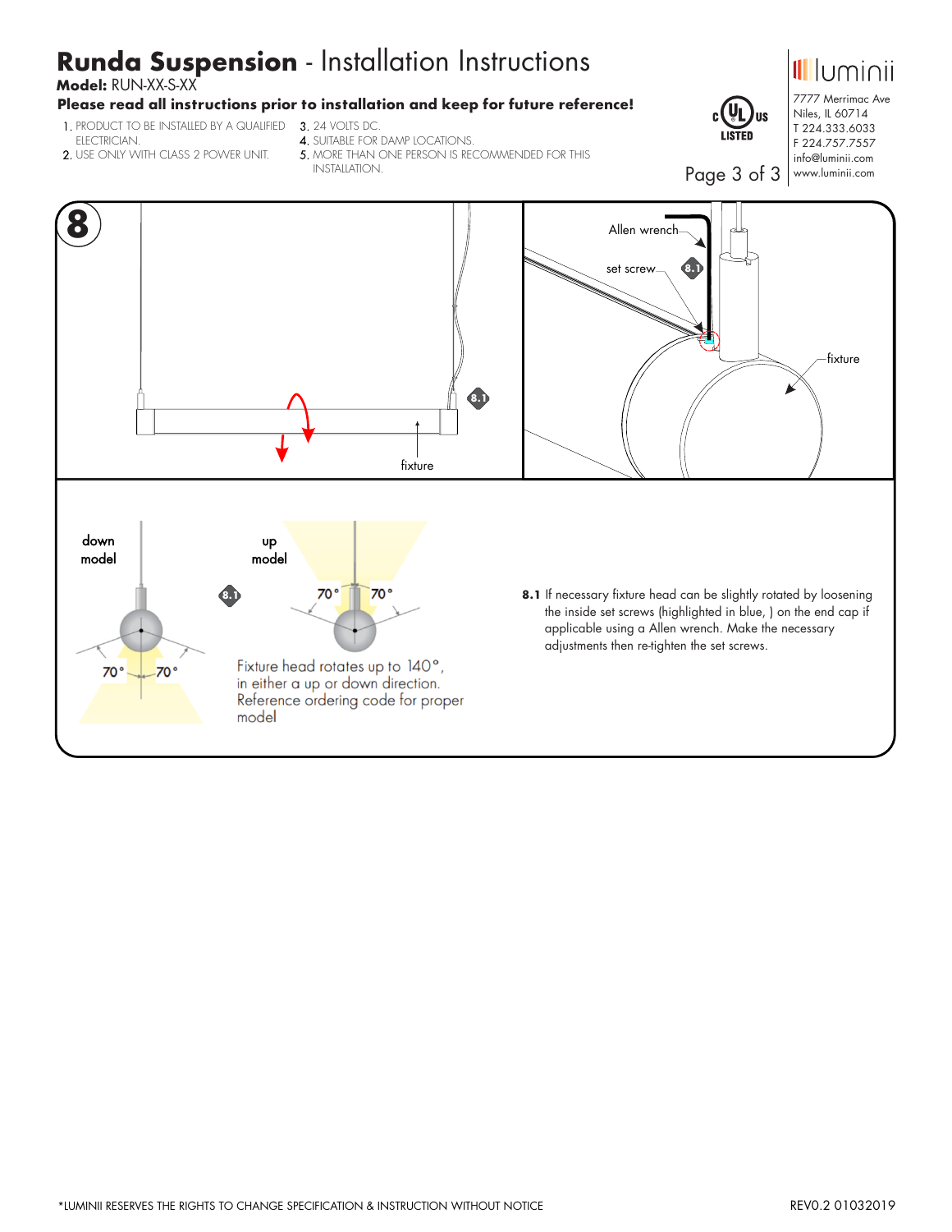# Runda Suspension - Installation Instructions

**Model:** RUN-XX-S-XX

**Please read all instructions prior to installation and keep for future reference!**

1. PRODUCT TO BE INSTALLED BY A QUALIFIED ELECTRICIAN.
2. USE ONLY WITH CLASS 2 POWER UNIT.
3. 24 VOLTS DC.
4. SUITABLE FOR DAMP LOCATIONS.
5. MORE THAN ONE PERSON IS RECOMMENDED FOR THIS INSTALLATION.

luminii
7777 Merrimac Ave
Niles, IL 60714
T 224.333.6033
F 224.757.7557
info@luminii.com
www.luminii.com

## 8

fixture

8.1

Allen wrench

set screw

fixture

down model

up model

70° 70°

Fixture head rotates up to 140°, in either a up or down direction. Reference ordering code for proper model

**8.1** If necessary fixture head can be slightly rotated by loosening the inside set screws (highlighted in blue, ) on the end cap if applicable using a Allen wrench. Make the necessary adjustments then re-tighten the set screws.

*LUMINII RESERVES THE RIGHTS TO CHANGE SPECIFICATION & INSTRUCTION WITHOUT NOTICE

REV0.2 01032019